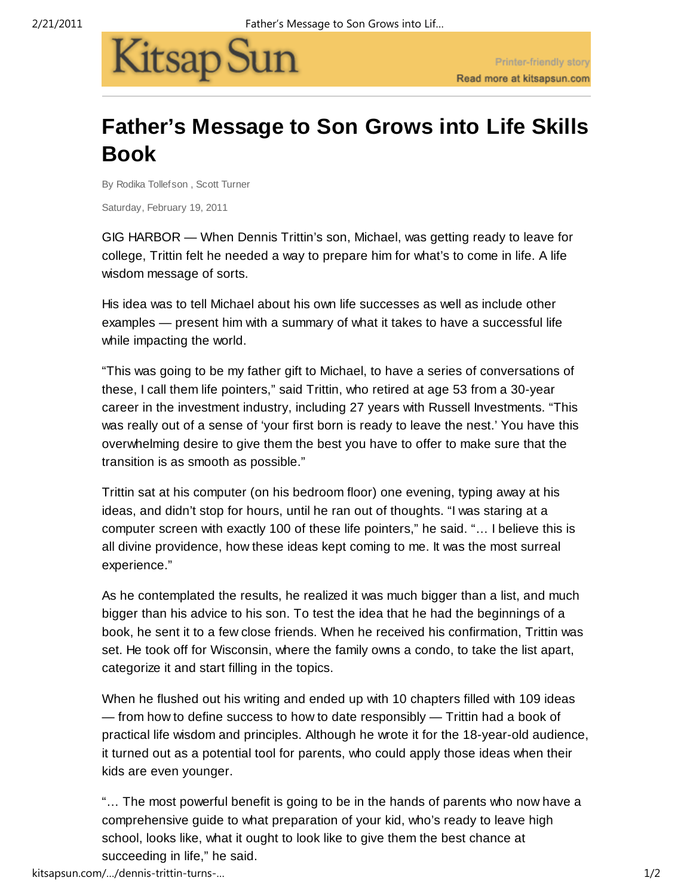Kitsap Sun

Printer-friendly story
Read more at kitsapsun.com

# Father's Message to Son Grows into Life Skills Book

By Rodika Tollefson , Scott Turner

Saturday, February 19, 2011

GIG HARBOR — When Dennis Trittin's son, Michael, was getting ready to leave for college, Trittin felt he needed a way to prepare him for what's to come in life. A life wisdom message of sorts.

His idea was to tell Michael about his own life successes as well as include other examples — present him with a summary of what it takes to have a successful life while impacting the world.

"This was going to be my father gift to Michael, to have a series of conversations of these, I call them life pointers," said Trittin, who retired at age 53 from a 30-year career in the investment industry, including 27 years with Russell Investments. "This was really out of a sense of 'your first born is ready to leave the nest.' You have this overwhelming desire to give them the best you have to offer to make sure that the transition is as smooth as possible."

Trittin sat at his computer (on his bedroom floor) one evening, typing away at his ideas, and didn't stop for hours, until he ran out of thoughts. "I was staring at a computer screen with exactly 100 of these life pointers," he said. "… I believe this is all divine providence, how these ideas kept coming to me. It was the most surreal experience."

As he contemplated the results, he realized it was much bigger than a list, and much bigger than his advice to his son. To test the idea that he had the beginnings of a book, he sent it to a few close friends. When he received his confirmation, Trittin was set. He took off for Wisconsin, where the family owns a condo, to take the list apart, categorize it and start filling in the topics.

When he flushed out his writing and ended up with 10 chapters filled with 109 ideas — from how to define success to how to date responsibly — Trittin had a book of practical life wisdom and principles. Although he wrote it for the 18-year-old audience, it turned out as a potential tool for parents, who could apply those ideas when their kids are even younger.

"… The most powerful benefit is going to be in the hands of parents who now have a comprehensive guide to what preparation of your kid, who's ready to leave high school, looks like, what it ought to look like to give them the best chance at succeeding in life," he said.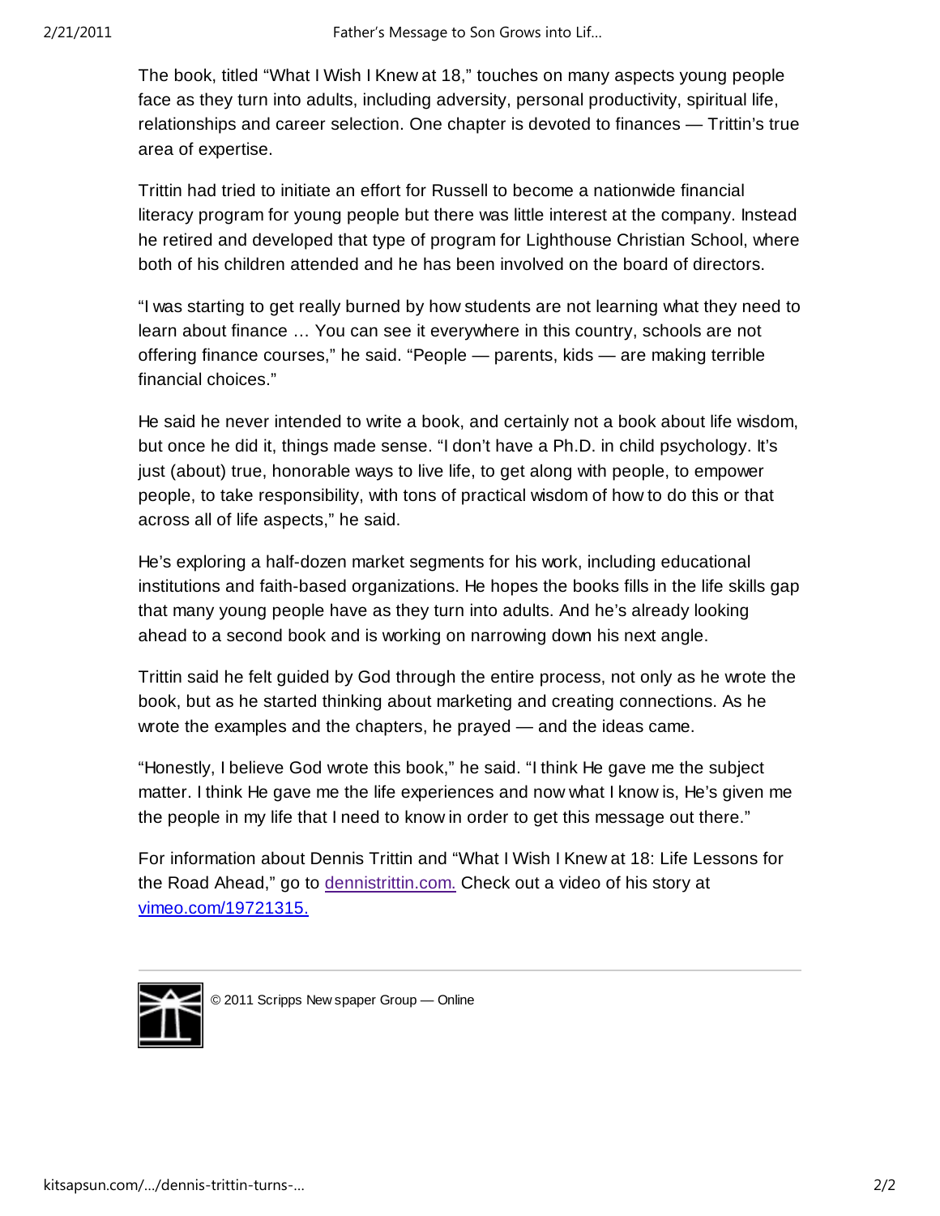The book, titled "What I Wish I Knew at 18," touches on many aspects young people face as they turn into adults, including adversity, personal productivity, spiritual life, relationships and career selection. One chapter is devoted to finances — Trittin's true area of expertise.

Trittin had tried to initiate an effort for Russell to become a nationwide financial literacy program for young people but there was little interest at the company. Instead he retired and developed that type of program for Lighthouse Christian School, where both of his children attended and he has been involved on the board of directors.

"I was starting to get really burned by how students are not learning what they need to learn about finance … You can see it everywhere in this country, schools are not offering finance courses," he said. "People — parents, kids — are making terrible financial choices."

He said he never intended to write a book, and certainly not a book about life wisdom, but once he did it, things made sense. "I don't have a Ph.D. in child psychology. It's just (about) true, honorable ways to live life, to get along with people, to empower people, to take responsibility, with tons of practical wisdom of how to do this or that across all of life aspects," he said.

He's exploring a half-dozen market segments for his work, including educational institutions and faith-based organizations. He hopes the books fills in the life skills gap that many young people have as they turn into adults. And he's already looking ahead to a second book and is working on narrowing down his next angle.

Trittin said he felt guided by God through the entire process, not only as he wrote the book, but as he started thinking about marketing and creating connections. As he wrote the examples and the chapters, he prayed — and the ideas came.

"Honestly, I believe God wrote this book," he said. "I think He gave me the subject matter. I think He gave me the life experiences and now what I know is, He's given me the people in my life that I need to know in order to get this message out there."

For information about Dennis Trittin and "What I Wish I Knew at 18: Life Lessons for the Road Ahead," go to dennistrittin.com. Check out a video of his story at vimeo.com/19721315.

© 2011 Scripps Newspaper Group — Online